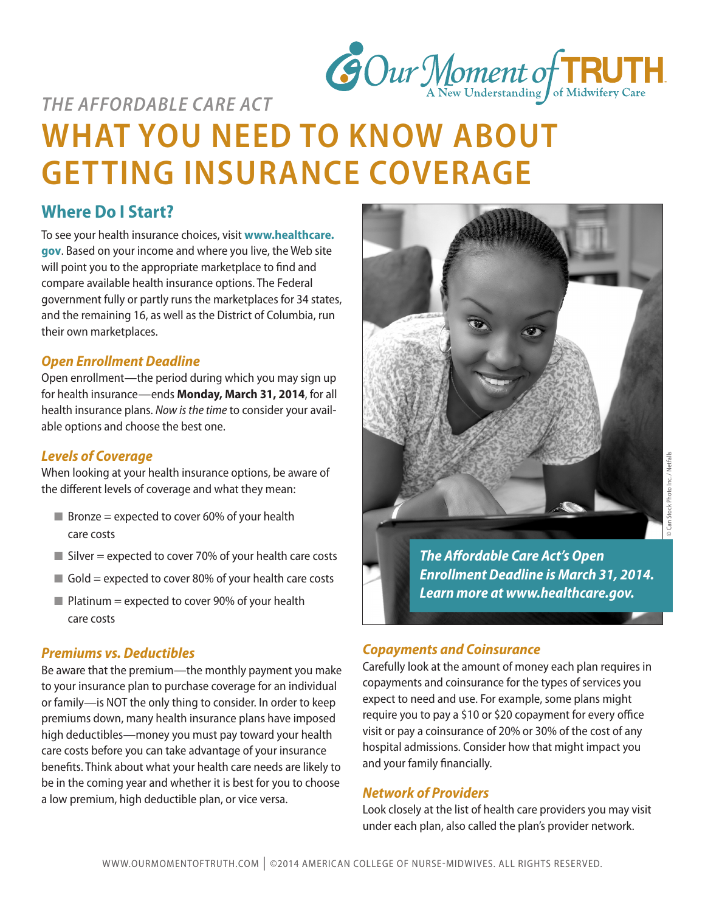Our Moment of TRUTH
A New Understanding of Midwifery Care

*THE AFFORDABLE CARE ACT*

# WHAT YOU NEED TO KNOW ABOUT GETTING INSURANCE COVERAGE

## Where Do I Start?

To see your health insurance choices, visit **www.healthcare.gov**. Based on your income and where you live, the Web site will point you to the appropriate marketplace to find and compare available health insurance options. The Federal government fully or partly runs the marketplaces for 34 states, and the remaining 16, as well as the District of Columbia, run their own marketplaces.

### *Open Enrollment Deadline*

Open enrollment—the period during which you may sign up for health insurance—ends **Monday, March 31, 2014**, for all health insurance plans. *Now is the time* to consider your available options and choose the best one.

### *Levels of Coverage*

When looking at your health insurance options, be aware of the different levels of coverage and what they mean:

- Bronze = expected to cover 60% of your health care costs
- Silver = expected to cover 70% of your health care costs
- Gold = expected to cover 80% of your health care costs
- Platinum = expected to cover 90% of your health care costs

### *Premiums vs. Deductibles*

Be aware that the premium—the monthly payment you make to your insurance plan to purchase coverage for an individual or family—is NOT the only thing to consider. In order to keep premiums down, many health insurance plans have imposed high deductibles—money you must pay toward your health care costs before you can take advantage of your insurance benefits. Think about what your health care needs are likely to be in the coming year and whether it is best for you to choose a low premium, high deductible plan, or vice versa.

***The Affordable Care Act's Open Enrollment Deadline is March 31, 2014. Learn more at www.healthcare.gov.***

© Can Stock Photo Inc. / Netfalls

### *Copayments and Coinsurance*

Carefully look at the amount of money each plan requires in copayments and coinsurance for the types of services you expect to need and use. For example, some plans might require you to pay a $10 or $20 copayment for every office visit or pay a coinsurance of 20% or 30% of the cost of any hospital admissions. Consider how that might impact you and your family financially.

### *Network of Providers*

Look closely at the list of health care providers you may visit under each plan, also called the plan's provider network.

WWW.OURMOMENTOFTRUTH.COM | ©2014 AMERICAN COLLEGE OF NURSE-MIDWIVES. ALL RIGHTS RESERVED.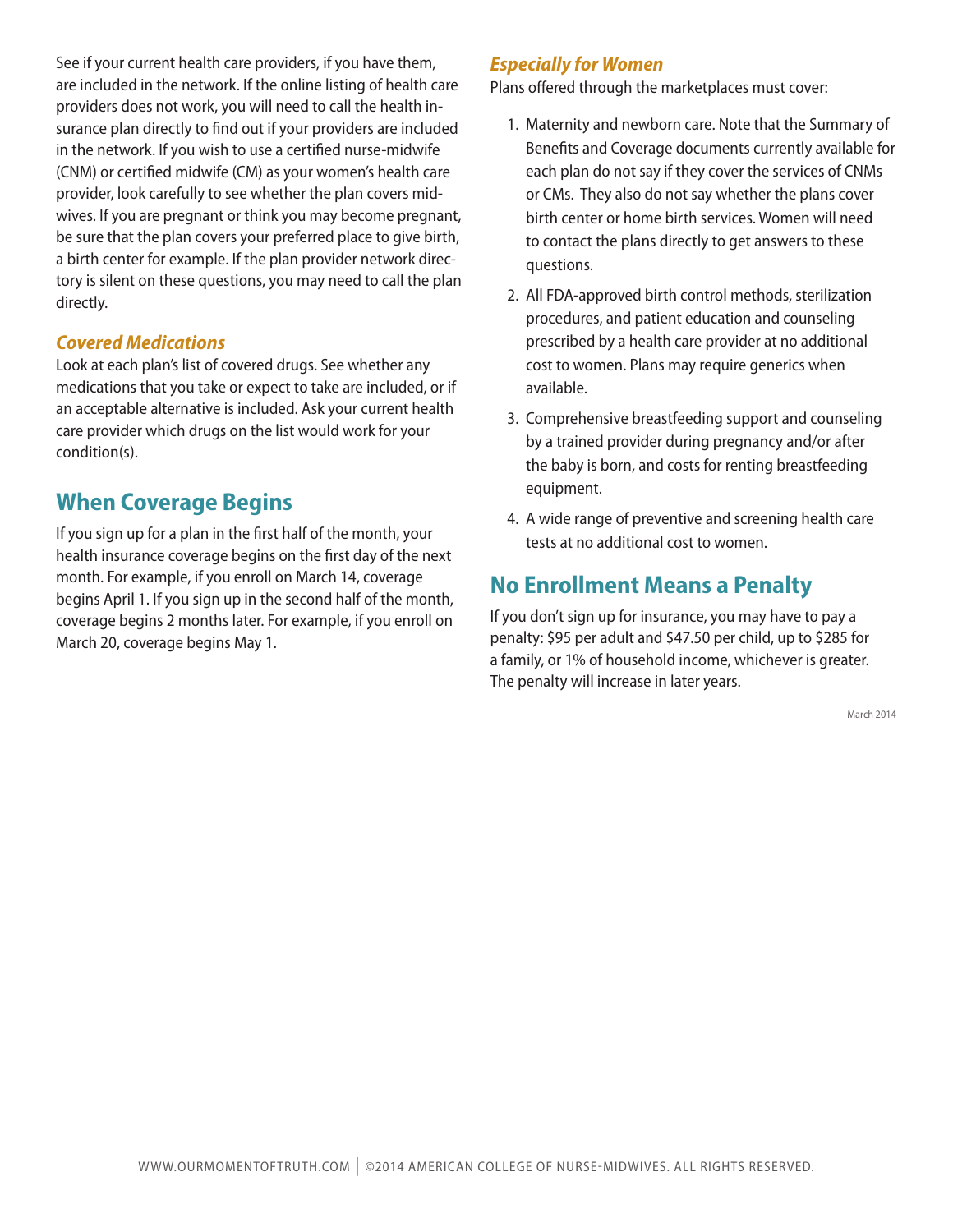See if your current health care providers, if you have them, are included in the network. If the online listing of health care providers does not work, you will need to call the health insurance plan directly to find out if your providers are included in the network. If you wish to use a certified nurse-midwife (CNM) or certified midwife (CM) as your women's health care provider, look carefully to see whether the plan covers midwives. If you are pregnant or think you may become pregnant, be sure that the plan covers your preferred place to give birth, a birth center for example. If the plan provider network directory is silent on these questions, you may need to call the plan directly.

### *Covered Medications*

Look at each plan's list of covered drugs. See whether any medications that you take or expect to take are included, or if an acceptable alternative is included. Ask your current health care provider which drugs on the list would work for your condition(s).

## When Coverage Begins

If you sign up for a plan in the first half of the month, your health insurance coverage begins on the first day of the next month. For example, if you enroll on March 14, coverage begins April 1. If you sign up in the second half of the month, coverage begins 2 months later. For example, if you enroll on March 20, coverage begins May 1.

### *Especially for Women*

Plans offered through the marketplaces must cover:

1. Maternity and newborn care. Note that the Summary of Benefits and Coverage documents currently available for each plan do not say if they cover the services of CNMs or CMs. They also do not say whether the plans cover birth center or home birth services. Women will need to contact the plans directly to get answers to these questions.
2. All FDA-approved birth control methods, sterilization procedures, and patient education and counseling prescribed by a health care provider at no additional cost to women. Plans may require generics when available.
3. Comprehensive breastfeeding support and counseling by a trained provider during pregnancy and/or after the baby is born, and costs for renting breastfeeding equipment.
4. A wide range of preventive and screening health care tests at no additional cost to women.

## No Enrollment Means a Penalty

If you don't sign up for insurance, you may have to pay a penalty: $95 per adult and $47.50 per child, up to $285 for a family, or 1% of household income, whichever is greater. The penalty will increase in later years.

March 2014

WWW.OURMOMENTOFTRUTH.COM | ©2014 AMERICAN COLLEGE OF NURSE-MIDWIVES. ALL RIGHTS RESERVED.